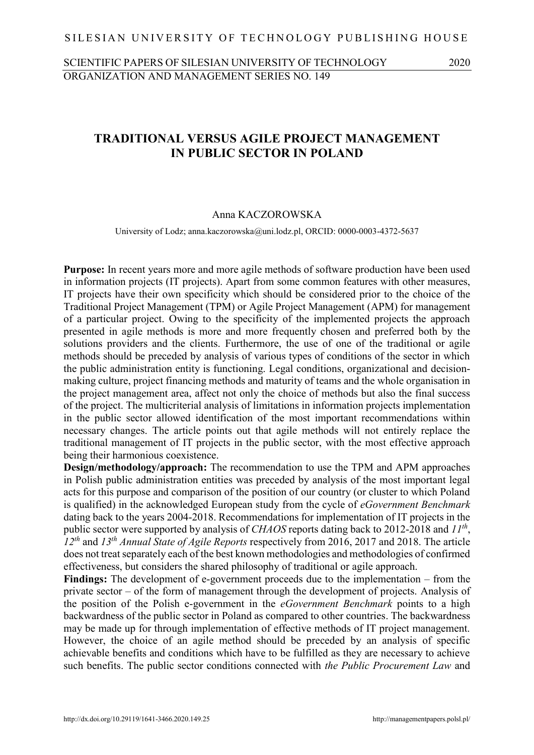SILESIAN UNIVERSITY OF TECHNOLOGY PUBLISHING HOUSE

SCIENTIFIC PAPERS OF SILESIAN UNIVERSITY OF TECHNOLOGY 2020
ORGANIZATION AND MANAGEMENT SERIES NO. 149

# TRADITIONAL VERSUS AGILE PROJECT MANAGEMENT IN PUBLIC SECTOR IN POLAND

Anna KACZOROWSKA

University of Lodz; anna.kaczorowska@uni.lodz.pl, ORCID: 0000-0003-4372-5637

**Purpose:** In recent years more and more agile methods of software production have been used in information projects (IT projects). Apart from some common features with other measures, IT projects have their own specificity which should be considered prior to the choice of the Traditional Project Management (TPM) or Agile Project Management (APM) for management of a particular project. Owing to the specificity of the implemented projects the approach presented in agile methods is more and more frequently chosen and preferred both by the solutions providers and the clients. Furthermore, the use of one of the traditional or agile methods should be preceded by analysis of various types of conditions of the sector in which the public administration entity is functioning. Legal conditions, organizational and decision-making culture, project financing methods and maturity of teams and the whole organisation in the project management area, affect not only the choice of methods but also the final success of the project. The multicriterial analysis of limitations in information projects implementation in the public sector allowed identification of the most important recommendations within necessary changes. The article points out that agile methods will not entirely replace the traditional management of IT projects in the public sector, with the most effective approach being their harmonious coexistence.

**Design/methodology/approach:** The recommendation to use the TPM and APM approaches in Polish public administration entities was preceded by analysis of the most important legal acts for this purpose and comparison of the position of our country (or cluster to which Poland is qualified) in the acknowledged European study from the cycle of *eGovernment Benchmark* dating back to the years 2004-2018. Recommendations for implementation of IT projects in the public sector were supported by analysis of *CHAOS* reports dating back to 2012-2018 and *11th*, *12th* and *13th Annual State of Agile Reports* respectively from 2016, 2017 and 2018. The article does not treat separately each of the best known methodologies and methodologies of confirmed effectiveness, but considers the shared philosophy of traditional or agile approach.

**Findings:** The development of e-government proceeds due to the implementation – from the private sector – of the form of management through the development of projects. Analysis of the position of the Polish e-government in the *eGovernment Benchmark* points to a high backwardness of the public sector in Poland as compared to other countries. The backwardness may be made up for through implementation of effective methods of IT project management. However, the choice of an agile method should be preceded by an analysis of specific achievable benefits and conditions which have to be fulfilled as they are necessary to achieve such benefits. The public sector conditions connected with *the Public Procurement Law* and

http://dx.doi.org/10.29119/1641-3466.2020.149.25 http://managementpapers.polsl.pl/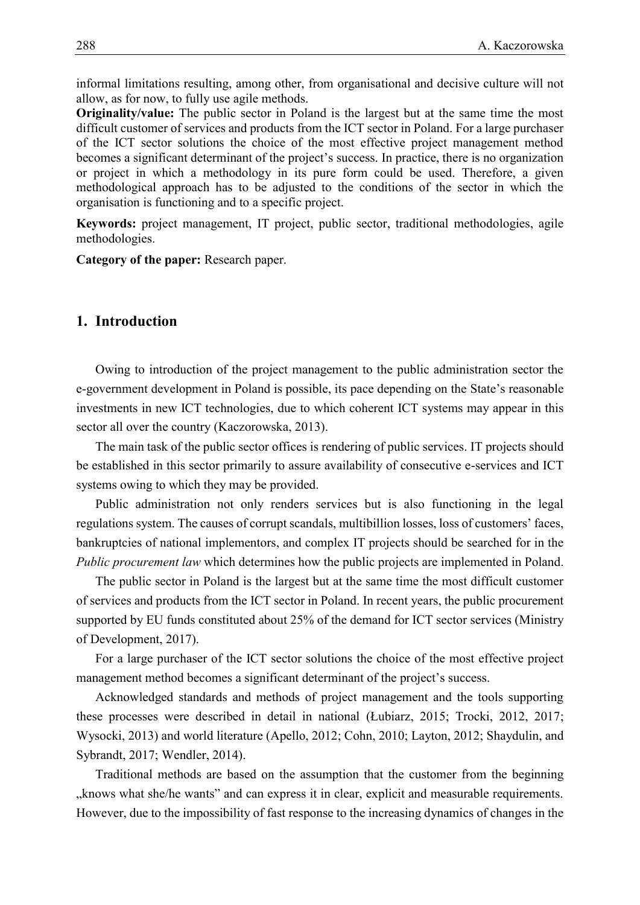informal limitations resulting, among other, from organisational and decisive culture will not allow, as for now, to fully use agile methods.

**Originality/value:** The public sector in Poland is the largest but at the same time the most difficult customer of services and products from the ICT sector in Poland. For a large purchaser of the ICT sector solutions the choice of the most effective project management method becomes a significant determinant of the project's success. In practice, there is no organization or project in which a methodology in its pure form could be used. Therefore, a given methodological approach has to be adjusted to the conditions of the sector in which the organisation is functioning and to a specific project.

**Keywords:** project management, IT project, public sector, traditional methodologies, agile methodologies.

**Category of the paper:** Research paper.

## 1. Introduction

Owing to introduction of the project management to the public administration sector the e-government development in Poland is possible, its pace depending on the State's reasonable investments in new ICT technologies, due to which coherent ICT systems may appear in this sector all over the country (Kaczorowska, 2013).

The main task of the public sector offices is rendering of public services. IT projects should be established in this sector primarily to assure availability of consecutive e-services and ICT systems owing to which they may be provided.

Public administration not only renders services but is also functioning in the legal regulations system. The causes of corrupt scandals, multibillion losses, loss of customers' faces, bankruptcies of national implementors, and complex IT projects should be searched for in the *Public procurement law* which determines how the public projects are implemented in Poland.

The public sector in Poland is the largest but at the same time the most difficult customer of services and products from the ICT sector in Poland. In recent years, the public procurement supported by EU funds constituted about 25% of the demand for ICT sector services (Ministry of Development, 2017).

For a large purchaser of the ICT sector solutions the choice of the most effective project management method becomes a significant determinant of the project's success.

Acknowledged standards and methods of project management and the tools supporting these processes were described in detail in national (Łubiarz, 2015; Trocki, 2012, 2017; Wysocki, 2013) and world literature (Apello, 2012; Cohn, 2010; Layton, 2012; Shaydulin, and Sybrandt, 2017; Wendler, 2014).

Traditional methods are based on the assumption that the customer from the beginning „knows what she/he wants" and can express it in clear, explicit and measurable requirements. However, due to the impossibility of fast response to the increasing dynamics of changes in the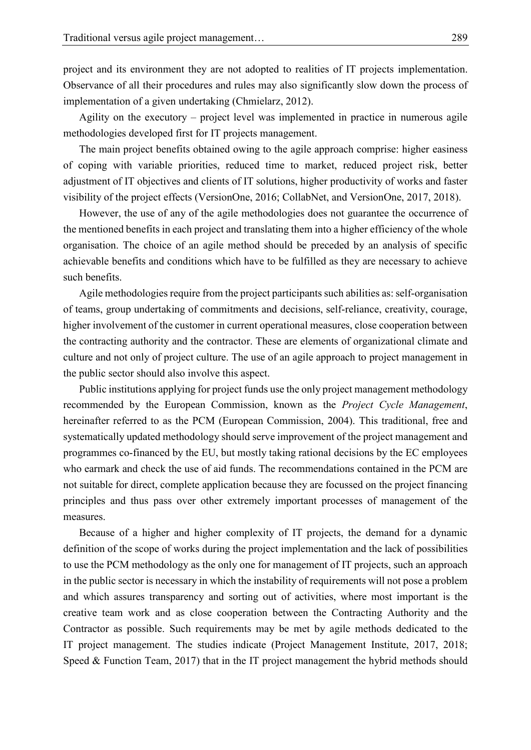project and its environment they are not adopted to realities of IT projects implementation. Observance of all their procedures and rules may also significantly slow down the process of implementation of a given undertaking (Chmielarz, 2012).

Agility on the executory – project level was implemented in practice in numerous agile methodologies developed first for IT projects management.

The main project benefits obtained owing to the agile approach comprise: higher easiness of coping with variable priorities, reduced time to market, reduced project risk, better adjustment of IT objectives and clients of IT solutions, higher productivity of works and faster visibility of the project effects (VersionOne, 2016; CollabNet, and VersionOne, 2017, 2018).

However, the use of any of the agile methodologies does not guarantee the occurrence of the mentioned benefits in each project and translating them into a higher efficiency of the whole organisation. The choice of an agile method should be preceded by an analysis of specific achievable benefits and conditions which have to be fulfilled as they are necessary to achieve such benefits.

Agile methodologies require from the project participants such abilities as: self-organisation of teams, group undertaking of commitments and decisions, self-reliance, creativity, courage, higher involvement of the customer in current operational measures, close cooperation between the contracting authority and the contractor. These are elements of organizational climate and culture and not only of project culture. The use of an agile approach to project management in the public sector should also involve this aspect.

Public institutions applying for project funds use the only project management methodology recommended by the European Commission, known as the *Project Cycle Management*, hereinafter referred to as the PCM (European Commission, 2004). This traditional, free and systematically updated methodology should serve improvement of the project management and programmes co-financed by the EU, but mostly taking rational decisions by the EC employees who earmark and check the use of aid funds. The recommendations contained in the PCM are not suitable for direct, complete application because they are focussed on the project financing principles and thus pass over other extremely important processes of management of the measures.

Because of a higher and higher complexity of IT projects, the demand for a dynamic definition of the scope of works during the project implementation and the lack of possibilities to use the PCM methodology as the only one for management of IT projects, such an approach in the public sector is necessary in which the instability of requirements will not pose a problem and which assures transparency and sorting out of activities, where most important is the creative team work and as close cooperation between the Contracting Authority and the Contractor as possible. Such requirements may be met by agile methods dedicated to the IT project management. The studies indicate (Project Management Institute, 2017, 2018; Speed & Function Team, 2017) that in the IT project management the hybrid methods should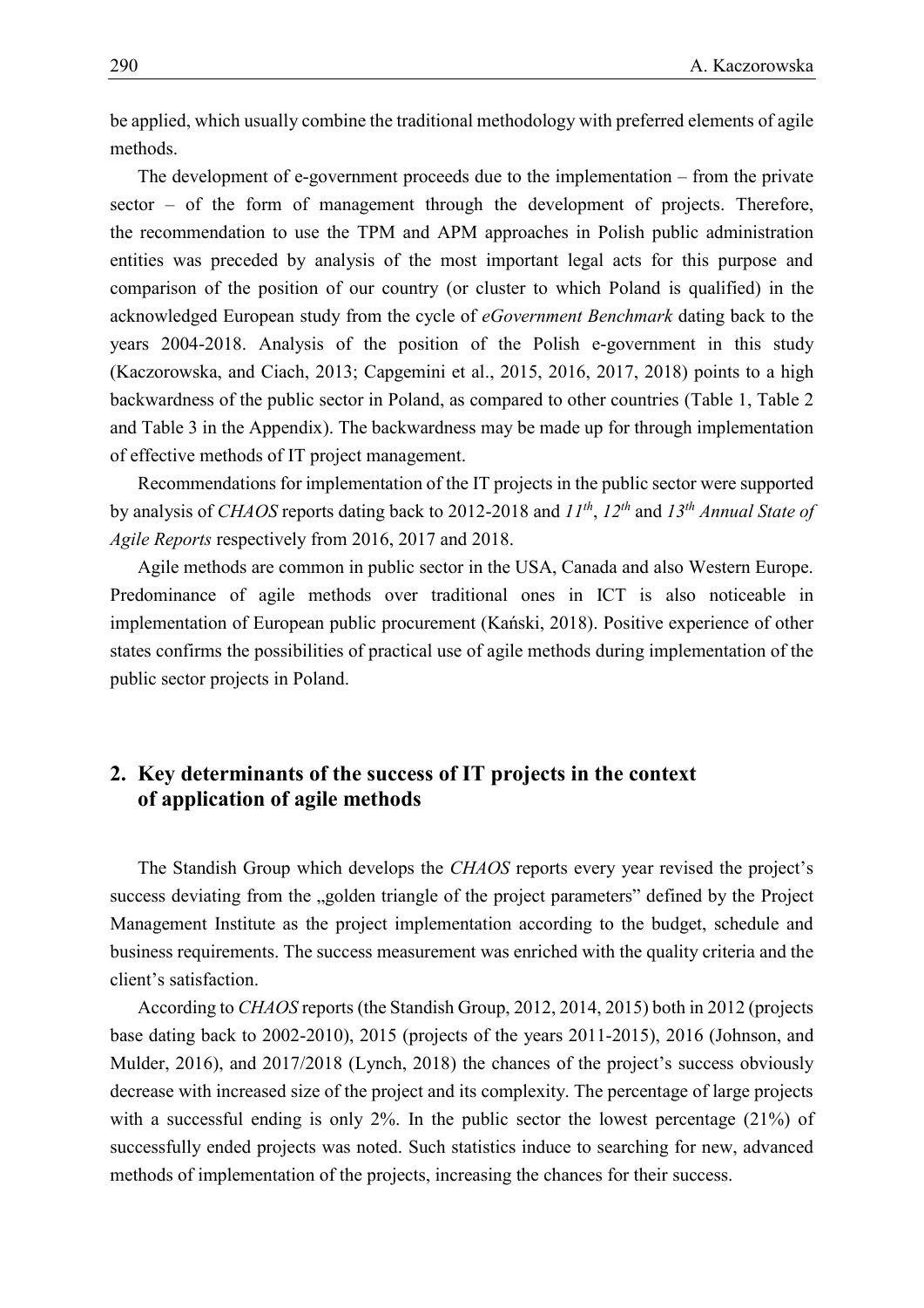be applied, which usually combine the traditional methodology with preferred elements of agile methods.

The development of e-government proceeds due to the implementation – from the private sector – of the form of management through the development of projects. Therefore, the recommendation to use the TPM and APM approaches in Polish public administration entities was preceded by analysis of the most important legal acts for this purpose and comparison of the position of our country (or cluster to which Poland is qualified) in the acknowledged European study from the cycle of *eGovernment Benchmark* dating back to the years 2004-2018. Analysis of the position of the Polish e-government in this study (Kaczorowska, and Ciach, 2013; Capgemini et al., 2015, 2016, 2017, 2018) points to a high backwardness of the public sector in Poland, as compared to other countries (Table 1, Table 2 and Table 3 in the Appendix). The backwardness may be made up for through implementation of effective methods of IT project management.

Recommendations for implementation of the IT projects in the public sector were supported by analysis of *CHAOS* reports dating back to 2012-2018 and *11th*, *12th* and *13th Annual State of Agile Reports* respectively from 2016, 2017 and 2018.

Agile methods are common in public sector in the USA, Canada and also Western Europe. Predominance of agile methods over traditional ones in ICT is also noticeable in implementation of European public procurement (Kański, 2018). Positive experience of other states confirms the possibilities of practical use of agile methods during implementation of the public sector projects in Poland.

## 2. Key determinants of the success of IT projects in the context of application of agile methods

The Standish Group which develops the *CHAOS* reports every year revised the project's success deviating from the „golden triangle of the project parameters" defined by the Project Management Institute as the project implementation according to the budget, schedule and business requirements. The success measurement was enriched with the quality criteria and the client's satisfaction.

According to *CHAOS* reports (the Standish Group, 2012, 2014, 2015) both in 2012 (projects base dating back to 2002-2010), 2015 (projects of the years 2011-2015), 2016 (Johnson, and Mulder, 2016), and 2017/2018 (Lynch, 2018) the chances of the project's success obviously decrease with increased size of the project and its complexity. The percentage of large projects with a successful ending is only 2%. In the public sector the lowest percentage (21%) of successfully ended projects was noted. Such statistics induce to searching for new, advanced methods of implementation of the projects, increasing the chances for their success.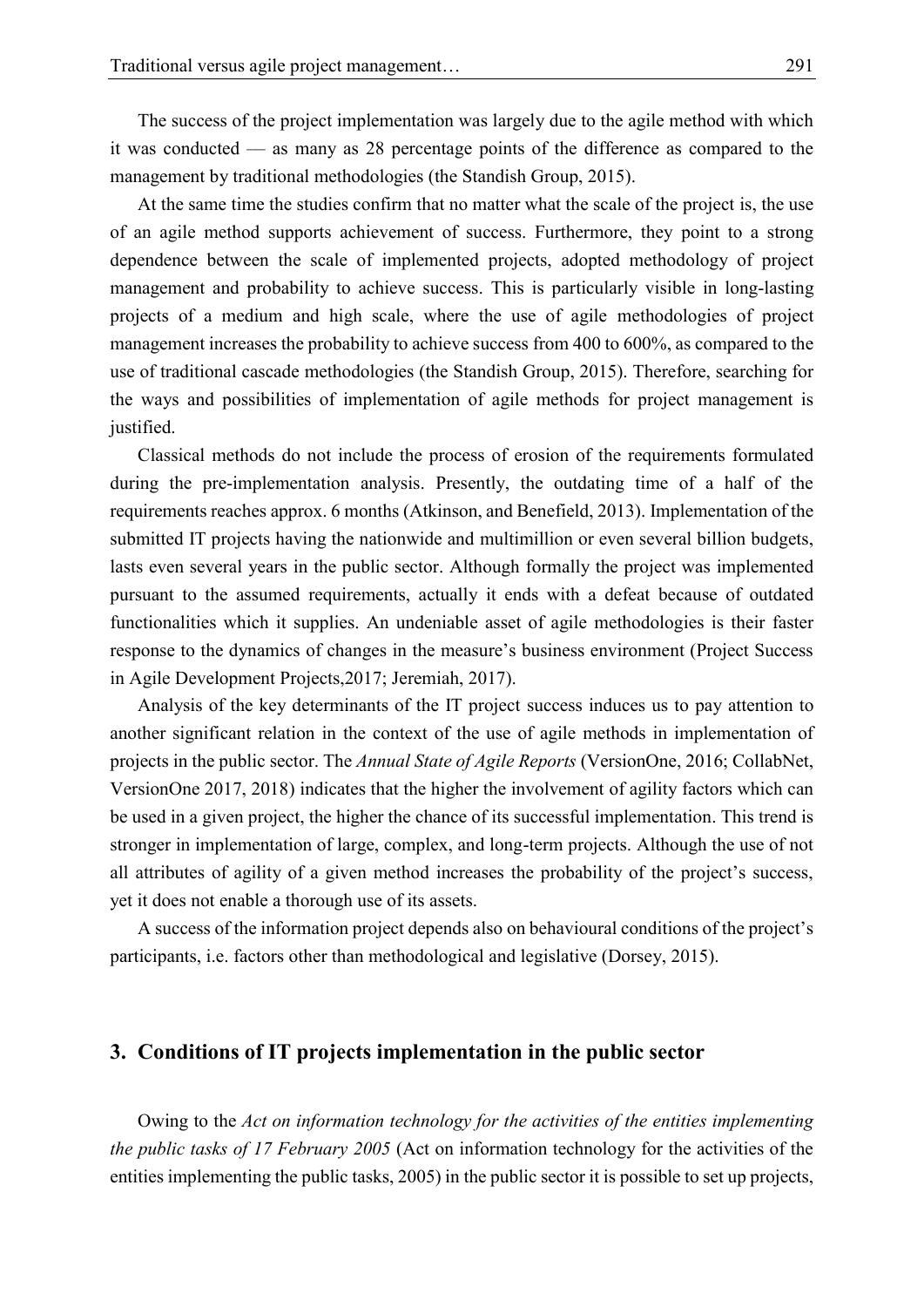The success of the project implementation was largely due to the agile method with which it was conducted — as many as 28 percentage points of the difference as compared to the management by traditional methodologies (the Standish Group, 2015).

At the same time the studies confirm that no matter what the scale of the project is, the use of an agile method supports achievement of success. Furthermore, they point to a strong dependence between the scale of implemented projects, adopted methodology of project management and probability to achieve success. This is particularly visible in long-lasting projects of a medium and high scale, where the use of agile methodologies of project management increases the probability to achieve success from 400 to 600%, as compared to the use of traditional cascade methodologies (the Standish Group, 2015). Therefore, searching for the ways and possibilities of implementation of agile methods for project management is justified.

Classical methods do not include the process of erosion of the requirements formulated during the pre-implementation analysis. Presently, the outdating time of a half of the requirements reaches approx. 6 months (Atkinson, and Benefield, 2013). Implementation of the submitted IT projects having the nationwide and multimillion or even several billion budgets, lasts even several years in the public sector. Although formally the project was implemented pursuant to the assumed requirements, actually it ends with a defeat because of outdated functionalities which it supplies. An undeniable asset of agile methodologies is their faster response to the dynamics of changes in the measure's business environment (Project Success in Agile Development Projects,2017; Jeremiah, 2017).

Analysis of the key determinants of the IT project success induces us to pay attention to another significant relation in the context of the use of agile methods in implementation of projects in the public sector. The *Annual State of Agile Reports* (VersionOne, 2016; CollabNet, VersionOne 2017, 2018) indicates that the higher the involvement of agility factors which can be used in a given project, the higher the chance of its successful implementation. This trend is stronger in implementation of large, complex, and long-term projects. Although the use of not all attributes of agility of a given method increases the probability of the project's success, yet it does not enable a thorough use of its assets.

A success of the information project depends also on behavioural conditions of the project's participants, i.e. factors other than methodological and legislative (Dorsey, 2015).

## 3. Conditions of IT projects implementation in the public sector

Owing to the *Act on information technology for the activities of the entities implementing the public tasks of 17 February 2005* (Act on information technology for the activities of the entities implementing the public tasks, 2005) in the public sector it is possible to set up projects,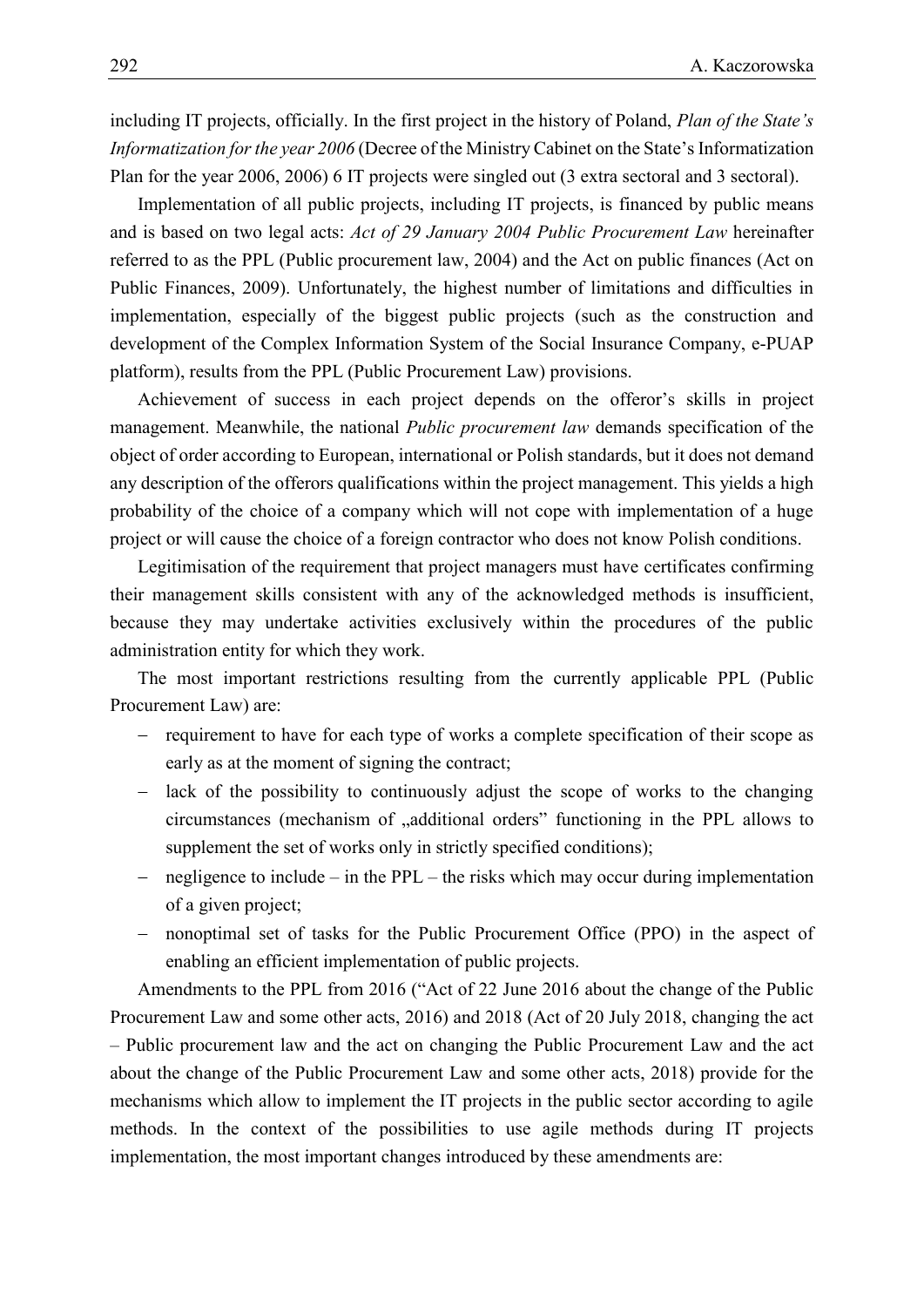including IT projects, officially. In the first project in the history of Poland, *Plan of the State's Informatization for the year 2006* (Decree of the Ministry Cabinet on the State's Informatization Plan for the year 2006, 2006) 6 IT projects were singled out (3 extra sectoral and 3 sectoral).

Implementation of all public projects, including IT projects, is financed by public means and is based on two legal acts: *Act of 29 January 2004 Public Procurement Law* hereinafter referred to as the PPL (Public procurement law, 2004) and the Act on public finances (Act on Public Finances, 2009). Unfortunately, the highest number of limitations and difficulties in implementation, especially of the biggest public projects (such as the construction and development of the Complex Information System of the Social Insurance Company, e-PUAP platform), results from the PPL (Public Procurement Law) provisions.

Achievement of success in each project depends on the offeror's skills in project management. Meanwhile, the national *Public procurement law* demands specification of the object of order according to European, international or Polish standards, but it does not demand any description of the offerors qualifications within the project management. This yields a high probability of the choice of a company which will not cope with implementation of a huge project or will cause the choice of a foreign contractor who does not know Polish conditions.

Legitimisation of the requirement that project managers must have certificates confirming their management skills consistent with any of the acknowledged methods is insufficient, because they may undertake activities exclusively within the procedures of the public administration entity for which they work.

The most important restrictions resulting from the currently applicable PPL (Public Procurement Law) are:

- requirement to have for each type of works a complete specification of their scope as early as at the moment of signing the contract;
- lack of the possibility to continuously adjust the scope of works to the changing circumstances (mechanism of „additional orders" functioning in the PPL allows to supplement the set of works only in strictly specified conditions);
- negligence to include – in the PPL – the risks which may occur during implementation of a given project;
- nonoptimal set of tasks for the Public Procurement Office (PPO) in the aspect of enabling an efficient implementation of public projects.

Amendments to the PPL from 2016 ("Act of 22 June 2016 about the change of the Public Procurement Law and some other acts, 2016) and 2018 (Act of 20 July 2018, changing the act – Public procurement law and the act on changing the Public Procurement Law and the act about the change of the Public Procurement Law and some other acts, 2018) provide for the mechanisms which allow to implement the IT projects in the public sector according to agile methods. In the context of the possibilities to use agile methods during IT projects implementation, the most important changes introduced by these amendments are: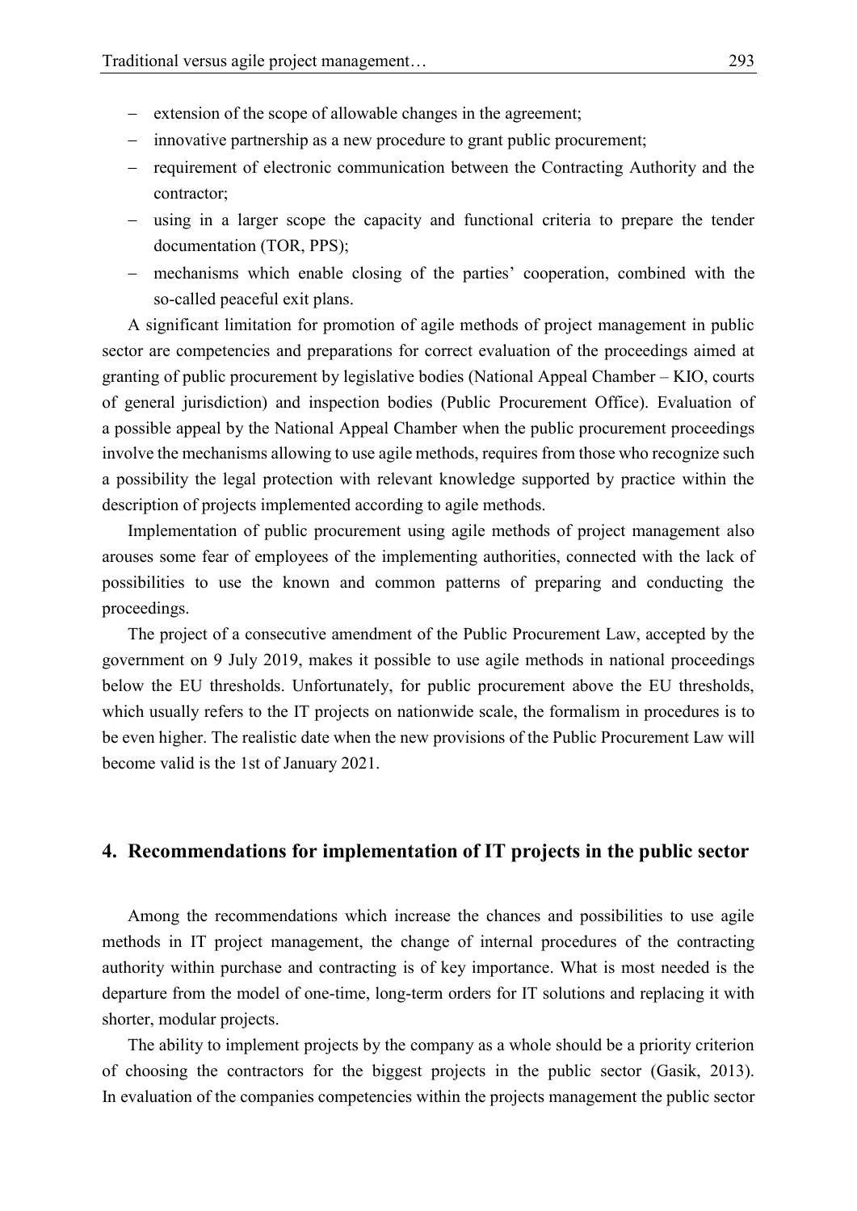- extension of the scope of allowable changes in the agreement;
- innovative partnership as a new procedure to grant public procurement;
- requirement of electronic communication between the Contracting Authority and the contractor;
- using in a larger scope the capacity and functional criteria to prepare the tender documentation (TOR, PPS);
- mechanisms which enable closing of the parties' cooperation, combined with the so-called peaceful exit plans.

A significant limitation for promotion of agile methods of project management in public sector are competencies and preparations for correct evaluation of the proceedings aimed at granting of public procurement by legislative bodies (National Appeal Chamber – KIO, courts of general jurisdiction) and inspection bodies (Public Procurement Office). Evaluation of a possible appeal by the National Appeal Chamber when the public procurement proceedings involve the mechanisms allowing to use agile methods, requires from those who recognize such a possibility the legal protection with relevant knowledge supported by practice within the description of projects implemented according to agile methods.

Implementation of public procurement using agile methods of project management also arouses some fear of employees of the implementing authorities, connected with the lack of possibilities to use the known and common patterns of preparing and conducting the proceedings.

The project of a consecutive amendment of the Public Procurement Law, accepted by the government on 9 July 2019, makes it possible to use agile methods in national proceedings below the EU thresholds. Unfortunately, for public procurement above the EU thresholds, which usually refers to the IT projects on nationwide scale, the formalism in procedures is to be even higher. The realistic date when the new provisions of the Public Procurement Law will become valid is the 1st of January 2021.

## 4. Recommendations for implementation of IT projects in the public sector

Among the recommendations which increase the chances and possibilities to use agile methods in IT project management, the change of internal procedures of the contracting authority within purchase and contracting is of key importance. What is most needed is the departure from the model of one-time, long-term orders for IT solutions and replacing it with shorter, modular projects.

The ability to implement projects by the company as a whole should be a priority criterion of choosing the contractors for the biggest projects in the public sector (Gasik, 2013). In evaluation of the companies competencies within the projects management the public sector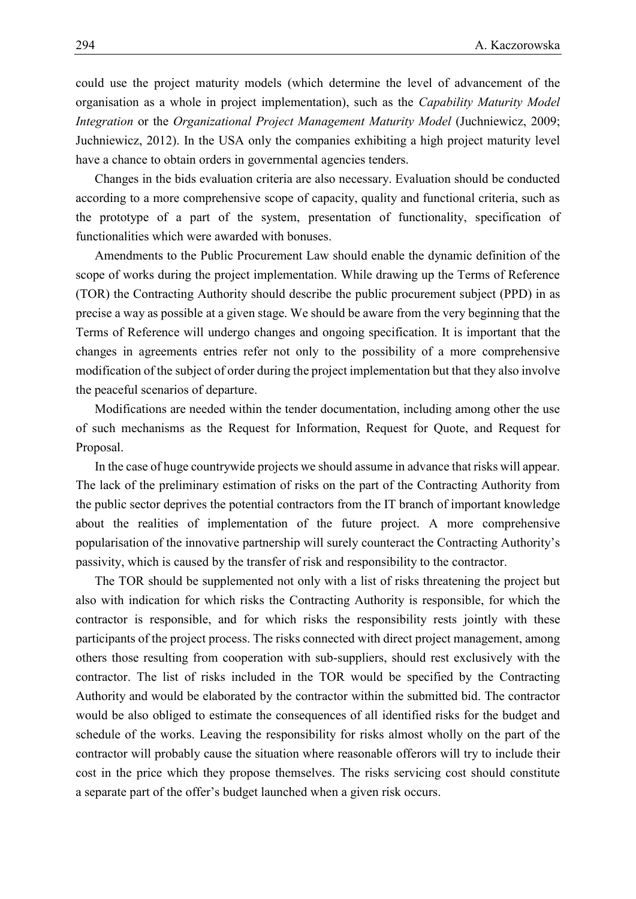could use the project maturity models (which determine the level of advancement of the organisation as a whole in project implementation), such as the *Capability Maturity Model Integration* or the *Organizational Project Management Maturity Model* (Juchniewicz, 2009; Juchniewicz, 2012). In the USA only the companies exhibiting a high project maturity level have a chance to obtain orders in governmental agencies tenders.

Changes in the bids evaluation criteria are also necessary. Evaluation should be conducted according to a more comprehensive scope of capacity, quality and functional criteria, such as the prototype of a part of the system, presentation of functionality, specification of functionalities which were awarded with bonuses.

Amendments to the Public Procurement Law should enable the dynamic definition of the scope of works during the project implementation. While drawing up the Terms of Reference (TOR) the Contracting Authority should describe the public procurement subject (PPD) in as precise a way as possible at a given stage. We should be aware from the very beginning that the Terms of Reference will undergo changes and ongoing specification. It is important that the changes in agreements entries refer not only to the possibility of a more comprehensive modification of the subject of order during the project implementation but that they also involve the peaceful scenarios of departure.

Modifications are needed within the tender documentation, including among other the use of such mechanisms as the Request for Information, Request for Quote, and Request for Proposal.

In the case of huge countrywide projects we should assume in advance that risks will appear. The lack of the preliminary estimation of risks on the part of the Contracting Authority from the public sector deprives the potential contractors from the IT branch of important knowledge about the realities of implementation of the future project. A more comprehensive popularisation of the innovative partnership will surely counteract the Contracting Authority's passivity, which is caused by the transfer of risk and responsibility to the contractor.

The TOR should be supplemented not only with a list of risks threatening the project but also with indication for which risks the Contracting Authority is responsible, for which the contractor is responsible, and for which risks the responsibility rests jointly with these participants of the project process. The risks connected with direct project management, among others those resulting from cooperation with sub-suppliers, should rest exclusively with the contractor. The list of risks included in the TOR would be specified by the Contracting Authority and would be elaborated by the contractor within the submitted bid. The contractor would be also obliged to estimate the consequences of all identified risks for the budget and schedule of the works. Leaving the responsibility for risks almost wholly on the part of the contractor will probably cause the situation where reasonable offerors will try to include their cost in the price which they propose themselves. The risks servicing cost should constitute a separate part of the offer's budget launched when a given risk occurs.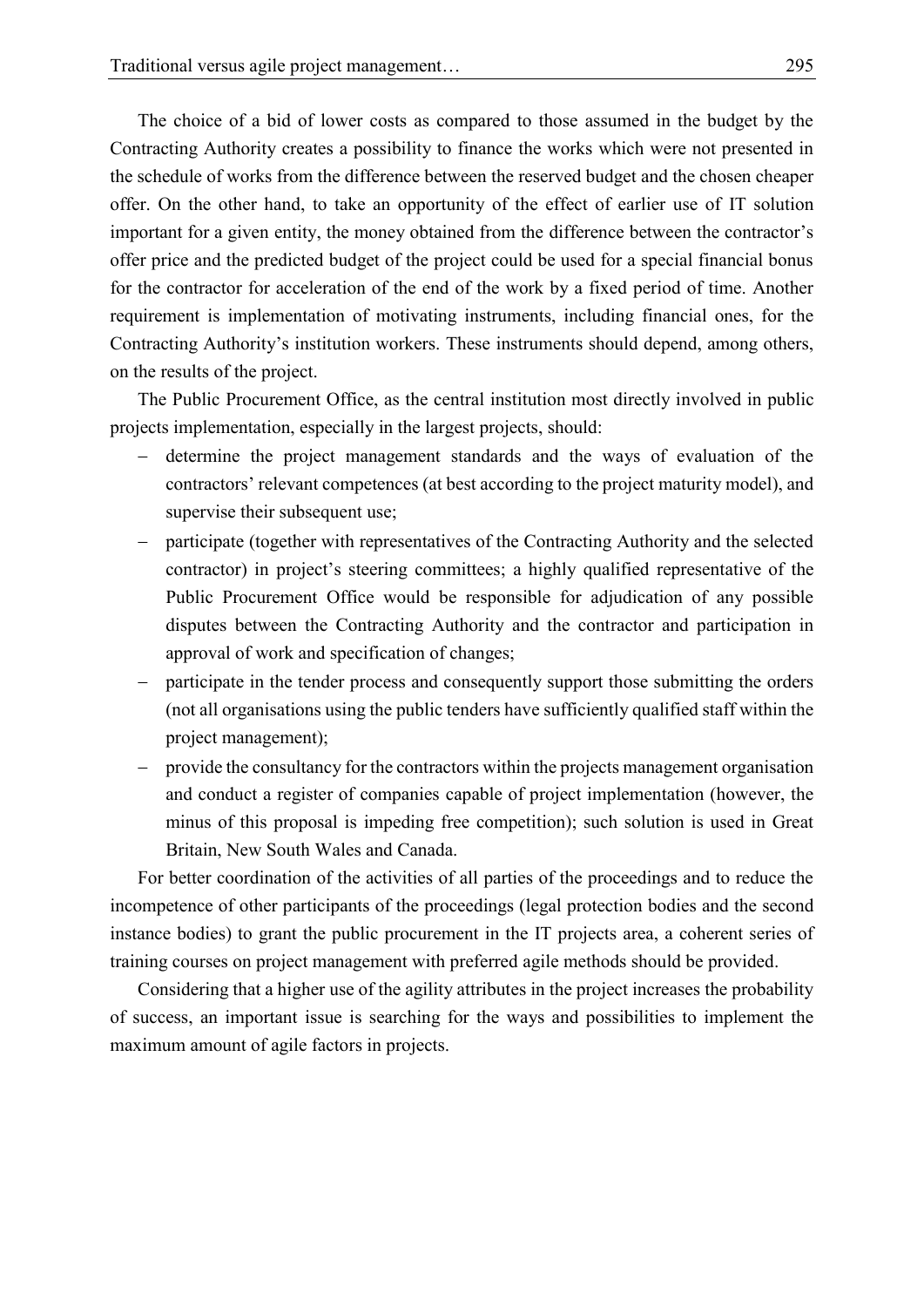The choice of a bid of lower costs as compared to those assumed in the budget by the Contracting Authority creates a possibility to finance the works which were not presented in the schedule of works from the difference between the reserved budget and the chosen cheaper offer. On the other hand, to take an opportunity of the effect of earlier use of IT solution important for a given entity, the money obtained from the difference between the contractor's offer price and the predicted budget of the project could be used for a special financial bonus for the contractor for acceleration of the end of the work by a fixed period of time. Another requirement is implementation of motivating instruments, including financial ones, for the Contracting Authority's institution workers. These instruments should depend, among others, on the results of the project.

The Public Procurement Office, as the central institution most directly involved in public projects implementation, especially in the largest projects, should:

- determine the project management standards and the ways of evaluation of the contractors' relevant competences (at best according to the project maturity model), and supervise their subsequent use;
- participate (together with representatives of the Contracting Authority and the selected contractor) in project's steering committees; a highly qualified representative of the Public Procurement Office would be responsible for adjudication of any possible disputes between the Contracting Authority and the contractor and participation in approval of work and specification of changes;
- participate in the tender process and consequently support those submitting the orders (not all organisations using the public tenders have sufficiently qualified staff within the project management);
- provide the consultancy for the contractors within the projects management organisation and conduct a register of companies capable of project implementation (however, the minus of this proposal is impeding free competition); such solution is used in Great Britain, New South Wales and Canada.

For better coordination of the activities of all parties of the proceedings and to reduce the incompetence of other participants of the proceedings (legal protection bodies and the second instance bodies) to grant the public procurement in the IT projects area, a coherent series of training courses on project management with preferred agile methods should be provided.

Considering that a higher use of the agility attributes in the project increases the probability of success, an important issue is searching for the ways and possibilities to implement the maximum amount of agile factors in projects.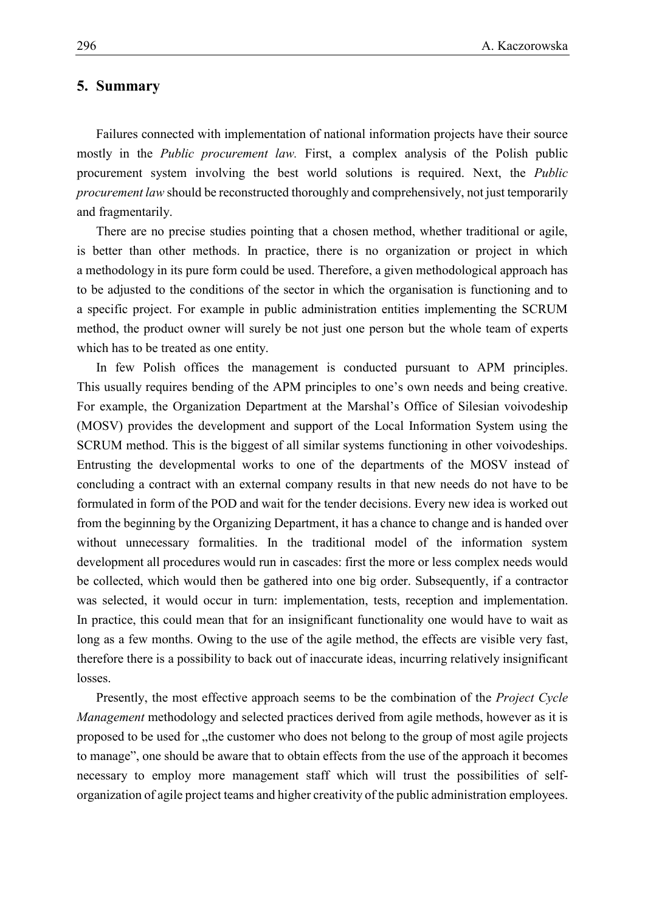## 5. Summary

Failures connected with implementation of national information projects have their source mostly in the *Public procurement law.* First, a complex analysis of the Polish public procurement system involving the best world solutions is required. Next, the *Public procurement law* should be reconstructed thoroughly and comprehensively, not just temporarily and fragmentarily.

There are no precise studies pointing that a chosen method, whether traditional or agile, is better than other methods. In practice, there is no organization or project in which a methodology in its pure form could be used. Therefore, a given methodological approach has to be adjusted to the conditions of the sector in which the organisation is functioning and to a specific project. For example in public administration entities implementing the SCRUM method, the product owner will surely be not just one person but the whole team of experts which has to be treated as one entity.

In few Polish offices the management is conducted pursuant to APM principles. This usually requires bending of the APM principles to one's own needs and being creative. For example, the Organization Department at the Marshal's Office of Silesian voivodeship (MOSV) provides the development and support of the Local Information System using the SCRUM method. This is the biggest of all similar systems functioning in other voivodeships. Entrusting the developmental works to one of the departments of the MOSV instead of concluding a contract with an external company results in that new needs do not have to be formulated in form of the POD and wait for the tender decisions. Every new idea is worked out from the beginning by the Organizing Department, it has a chance to change and is handed over without unnecessary formalities. In the traditional model of the information system development all procedures would run in cascades: first the more or less complex needs would be collected, which would then be gathered into one big order. Subsequently, if a contractor was selected, it would occur in turn: implementation, tests, reception and implementation. In practice, this could mean that for an insignificant functionality one would have to wait as long as a few months. Owing to the use of the agile method, the effects are visible very fast, therefore there is a possibility to back out of inaccurate ideas, incurring relatively insignificant losses.

Presently, the most effective approach seems to be the combination of the *Project Cycle Management* methodology and selected practices derived from agile methods, however as it is proposed to be used for „the customer who does not belong to the group of most agile projects to manage", one should be aware that to obtain effects from the use of the approach it becomes necessary to employ more management staff which will trust the possibilities of self-organization of agile project teams and higher creativity of the public administration employees.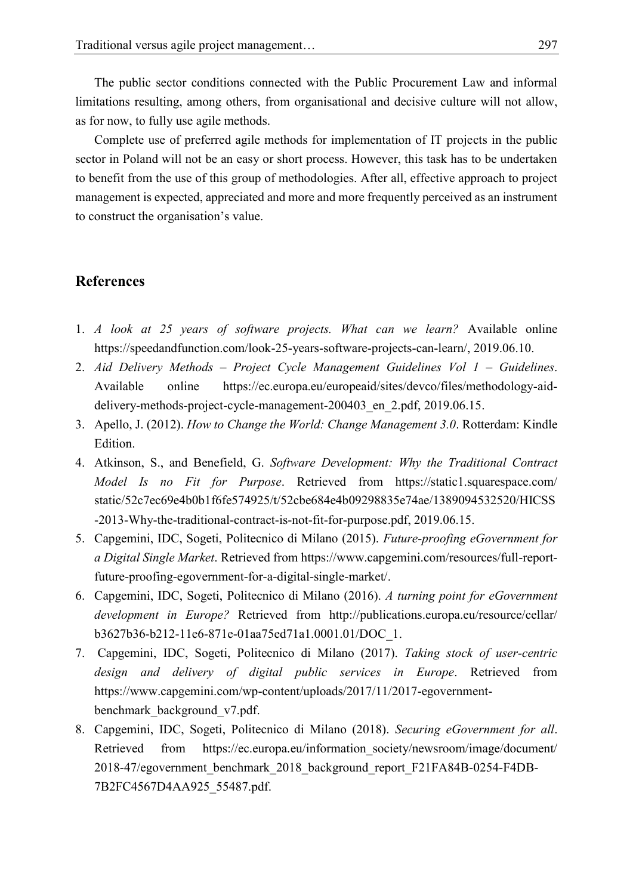The public sector conditions connected with the Public Procurement Law and informal limitations resulting, among others, from organisational and decisive culture will not allow, as for now, to fully use agile methods.

Complete use of preferred agile methods for implementation of IT projects in the public sector in Poland will not be an easy or short process. However, this task has to be undertaken to benefit from the use of this group of methodologies. After all, effective approach to project management is expected, appreciated and more and more frequently perceived as an instrument to construct the organisation's value.

## References

1. *A look at 25 years of software projects. What can we learn?* Available online https://speedandfunction.com/look-25-years-software-projects-can-learn/, 2019.06.10.
2. *Aid Delivery Methods – Project Cycle Management Guidelines Vol 1 – Guidelines*. Available online https://ec.europa.eu/europeaid/sites/devco/files/methodology-aid-delivery-methods-project-cycle-management-200403_en_2.pdf, 2019.06.15.
3. Apello, J. (2012). *How to Change the World: Change Management 3.0*. Rotterdam: Kindle Edition.
4. Atkinson, S., and Benefield, G. *Software Development: Why the Traditional Contract Model Is no Fit for Purpose*. Retrieved from https://static1.squarespace.com/static/52c7ec69e4b0b1f6fe574925/t/52cbe684e4b09298835e74ae/1389094532520/HICSS-2013-Why-the-traditional-contract-is-not-fit-for-purpose.pdf, 2019.06.15.
5. Capgemini, IDC, Sogeti, Politecnico di Milano (2015). *Future-proofing eGovernment for a Digital Single Market*. Retrieved from https://www.capgemini.com/resources/full-report-future-proofing-egovernment-for-a-digital-single-market/.
6. Capgemini, IDC, Sogeti, Politecnico di Milano (2016). *A turning point for eGovernment development in Europe?* Retrieved from http://publications.europa.eu/resource/cellar/b3627b36-b212-11e6-871e-01aa75ed71a1.0001.01/DOC_1.
7. Capgemini, IDC, Sogeti, Politecnico di Milano (2017). *Taking stock of user-centric design and delivery of digital public services in Europe*. Retrieved from https://www.capgemini.com/wp-content/uploads/2017/11/2017-egovernment-benchmark_background_v7.pdf.
8. Capgemini, IDC, Sogeti, Politecnico di Milano (2018). *Securing eGovernment for all*. Retrieved from https://ec.europa.eu/information_society/newsroom/image/document/2018-47/egovernment_benchmark_2018_background_report_F21FA84B-0254-F4DB-7B2FC4567D4AA925_55487.pdf.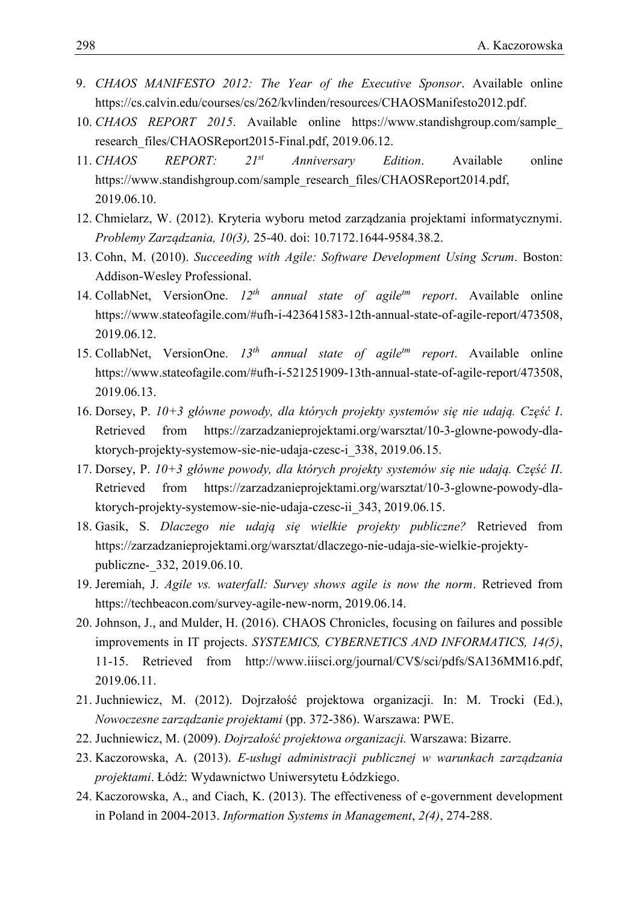9. *CHAOS MANIFESTO 2012: The Year of the Executive Sponsor*. Available online https://cs.calvin.edu/courses/cs/262/kvlinden/resources/CHAOSManifesto2012.pdf.
10. *CHAOS REPORT 2015*. Available online https://www.standishgroup.com/sample_research_files/CHAOSReport2015-Final.pdf, 2019.06.12.
11. *CHAOS REPORT: 21st Anniversary Edition*. Available online https://www.standishgroup.com/sample_research_files/CHAOSReport2014.pdf, 2019.06.10.
12. Chmielarz, W. (2012). Kryteria wyboru metod zarządzania projektami informatycznymi. *Problemy Zarządzania, 10(3),* 25-40. doi: 10.7172.1644-9584.38.2.
13. Cohn, M. (2010). *Succeeding with Agile: Software Development Using Scrum*. Boston: Addison-Wesley Professional.
14. CollabNet, VersionOne. *12th annual state of agiletm report*. Available online https://www.stateofagile.com/#ufh-i-423641583-12th-annual-state-of-agile-report/473508, 2019.06.12.
15. CollabNet, VersionOne. *13th annual state of agiletm report*. Available online https://www.stateofagile.com/#ufh-i-521251909-13th-annual-state-of-agile-report/473508, 2019.06.13.
16. Dorsey, P. *10+3 główne powody, dla których projekty systemów się nie udają. Część I*. Retrieved from https://zarzadzanieprojektami.org/warsztat/10-3-glowne-powody-dla-ktorych-projekty-systemow-sie-nie-udaja-czesc-i_338, 2019.06.15.
17. Dorsey, P. *10+3 główne powody, dla których projekty systemów się nie udają. Część II*. Retrieved from https://zarzadzanieprojektami.org/warsztat/10-3-glowne-powody-dla-ktorych-projekty-systemow-sie-nie-udaja-czesc-ii_343, 2019.06.15.
18. Gasik, S. *Dlaczego nie udają się wielkie projekty publiczne?* Retrieved from https://zarzadzanieprojektami.org/warsztat/dlaczego-nie-udaja-sie-wielkie-projekty-publiczne-_332, 2019.06.10.
19. Jeremiah, J. *Agile vs. waterfall: Survey shows agile is now the norm*. Retrieved from https://techbeacon.com/survey-agile-new-norm, 2019.06.14.
20. Johnson, J., and Mulder, H. (2016). CHAOS Chronicles, focusing on failures and possible improvements in IT projects. *SYSTEMICS, CYBERNETICS AND INFORMATICS, 14(5)*, 11-15. Retrieved from http://www.iiisci.org/journal/CV$/sci/pdfs/SA136MM16.pdf, 2019.06.11.
21. Juchniewicz, M. (2012). Dojrzałość projektowa organizacji. In: M. Trocki (Ed.), *Nowoczesne zarządzanie projektami* (pp. 372-386). Warszawa: PWE.
22. Juchniewicz, M. (2009). *Dojrzałość projektowa organizacji.* Warszawa: Bizarre.
23. Kaczorowska, A. (2013). *E-usługi administracji publicznej w warunkach zarządzania projektami*. Łódź: Wydawnictwo Uniwersytetu Łódzkiego.
24. Kaczorowska, A., and Ciach, K. (2013). The effectiveness of e-government development in Poland in 2004-2013. *Information Systems in Management*, *2(4)*, 274-288.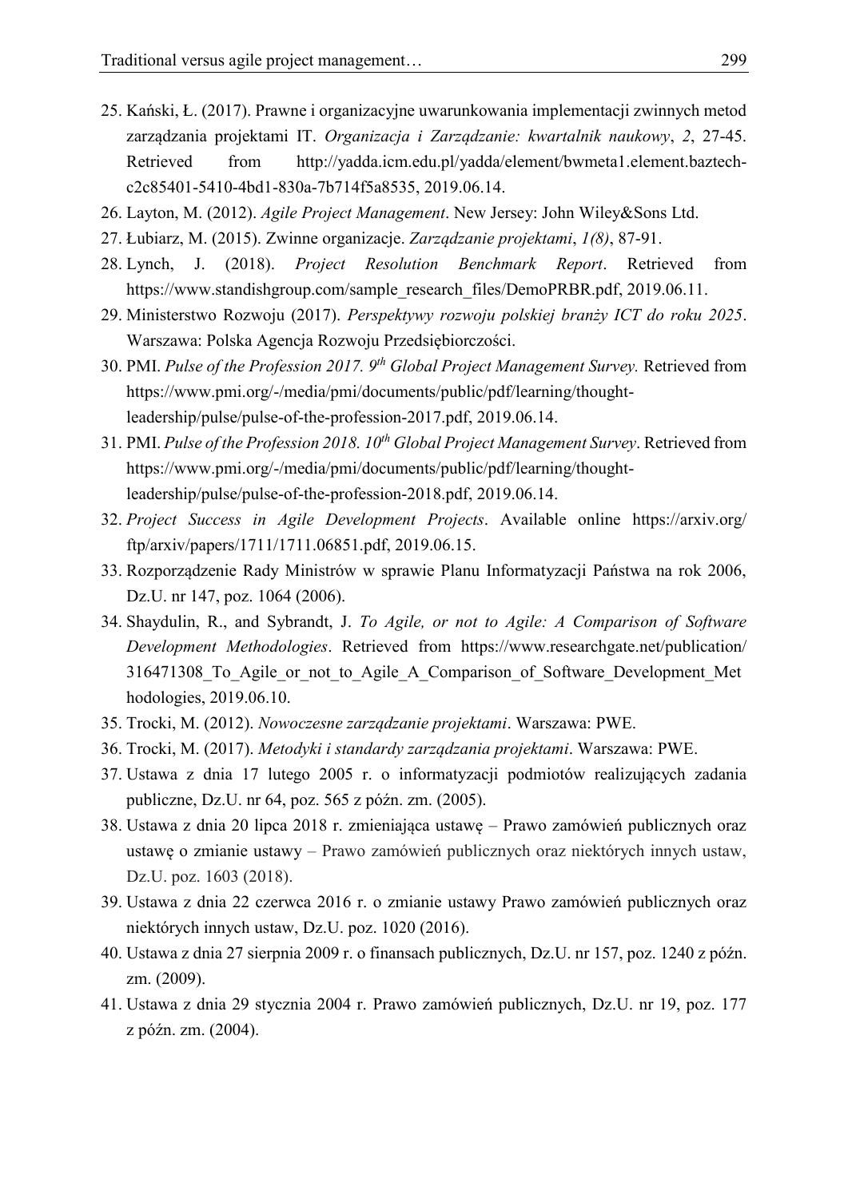25. Kański, Ł. (2017). Prawne i organizacyjne uwarunkowania implementacji zwinnych metod zarządzania projektami IT. *Organizacja i Zarządzanie: kwartalnik naukowy*, *2*, 27-45. Retrieved from http://yadda.icm.edu.pl/yadda/element/bwmeta1.element.baztech-c2c85401-5410-4bd1-830a-7b714f5a8535, 2019.06.14.
26. Layton, M. (2012). *Agile Project Management*. New Jersey: John Wiley&Sons Ltd.
27. Łubiarz, M. (2015). Zwinne organizacje. *Zarządzanie projektami*, *1(8)*, 87-91.
28. Lynch, J. (2018). *Project Resolution Benchmark Report*. Retrieved from https://www.standishgroup.com/sample_research_files/DemoPRBR.pdf, 2019.06.11.
29. Ministerstwo Rozwoju (2017). *Perspektywy rozwoju polskiej branży ICT do roku 2025*. Warszawa: Polska Agencja Rozwoju Przedsiębiorczości.
30. PMI. *Pulse of the Profession 2017. 9th Global Project Management Survey.* Retrieved from https://www.pmi.org/-/media/pmi/documents/public/pdf/learning/thought-leadership/pulse/pulse-of-the-profession-2017.pdf, 2019.06.14.
31. PMI. *Pulse of the Profession 2018. 10th Global Project Management Survey*. Retrieved from https://www.pmi.org/-/media/pmi/documents/public/pdf/learning/thought-leadership/pulse/pulse-of-the-profession-2018.pdf, 2019.06.14.
32. *Project Success in Agile Development Projects*. Available online https://arxiv.org/ftp/arxiv/papers/1711/1711.06851.pdf, 2019.06.15.
33. Rozporządzenie Rady Ministrów w sprawie Planu Informatyzacji Państwa na rok 2006, Dz.U. nr 147, poz. 1064 (2006).
34. Shaydulin, R., and Sybrandt, J. *To Agile, or not to Agile: A Comparison of Software Development Methodologies*. Retrieved from https://www.researchgate.net/publication/316471308_To_Agile_or_not_to_Agile_A_Comparison_of_Software_Development_Methodologies, 2019.06.10.
35. Trocki, M. (2012). *Nowoczesne zarządzanie projektami*. Warszawa: PWE.
36. Trocki, M. (2017). *Metodyki i standardy zarządzania projektami*. Warszawa: PWE.
37. Ustawa z dnia 17 lutego 2005 r. o informatyzacji podmiotów realizujących zadania publiczne, Dz.U. nr 64, poz. 565 z późn. zm. (2005).
38. Ustawa z dnia 20 lipca 2018 r. zmieniająca ustawę – Prawo zamówień publicznych oraz ustawę o zmianie ustawy – Prawo zamówień publicznych oraz niektórych innych ustaw, Dz.U. poz. 1603 (2018).
39. Ustawa z dnia 22 czerwca 2016 r. o zmianie ustawy Prawo zamówień publicznych oraz niektórych innych ustaw, Dz.U. poz. 1020 (2016).
40. Ustawa z dnia 27 sierpnia 2009 r. o finansach publicznych, Dz.U. nr 157, poz. 1240 z późn. zm. (2009).
41. Ustawa z dnia 29 stycznia 2004 r. Prawo zamówień publicznych, Dz.U. nr 19, poz. 177 z późn. zm. (2004).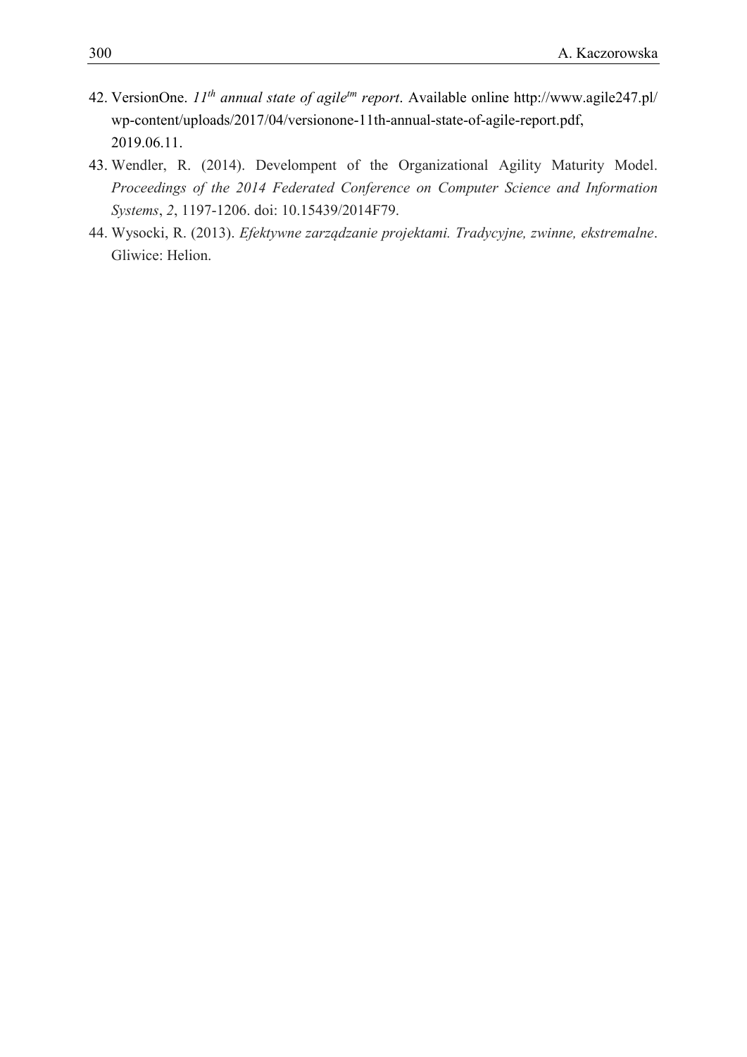42. VersionOne. *11th annual state of agiletm report*. Available online http://www.agile247.pl/wp-content/uploads/2017/04/versionone-11th-annual-state-of-agile-report.pdf, 2019.06.11.
43. Wendler, R. (2014). Develompent of the Organizational Agility Maturity Model. *Proceedings of the 2014 Federated Conference on Computer Science and Information Systems*, *2*, 1197-1206. doi: 10.15439/2014F79.
44. Wysocki, R. (2013). *Efektywne zarządzanie projektami. Tradycyjne, zwinne, ekstremalne*. Gliwice: Helion.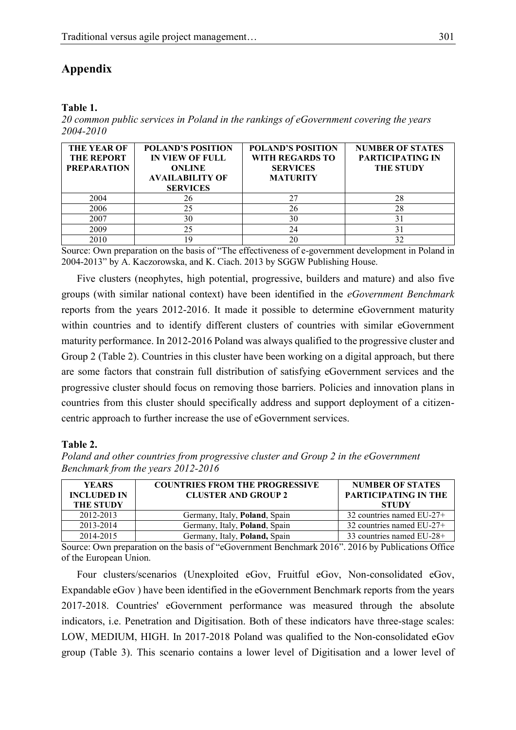## Appendix

**Table 1.**

*20 common public services in Poland in the rankings of eGovernment covering the years 2004-2010*

| THE YEAR OF THE REPORT PREPARATION | POLAND'S POSITION IN VIEW OF FULL ONLINE AVAILABILITY OF SERVICES | POLAND'S POSITION WITH REGARDS TO SERVICES MATURITY | NUMBER OF STATES PARTICIPATING IN THE STUDY |
|---|---|---|---|
| 2004 | 26 | 27 | 28 |
| 2006 | 25 | 26 | 28 |
| 2007 | 30 | 30 | 31 |
| 2009 | 25 | 24 | 31 |
| 2010 | 19 | 20 | 32 |

Source: Own preparation on the basis of "The effectiveness of e-government development in Poland in 2004-2013" by A. Kaczorowska, and K. Ciach. 2013 by SGGW Publishing House.

Five clusters (neophytes, high potential, progressive, builders and mature) and also five groups (with similar national context) have been identified in the *eGovernment Benchmark* reports from the years 2012-2016. It made it possible to determine eGovernment maturity within countries and to identify different clusters of countries with similar eGovernment maturity performance. In 2012-2016 Poland was always qualified to the progressive cluster and Group 2 (Table 2). Countries in this cluster have been working on a digital approach, but there are some factors that constrain full distribution of satisfying eGovernment services and the progressive cluster should focus on removing those barriers. Policies and innovation plans in countries from this cluster should specifically address and support deployment of a citizen-centric approach to further increase the use of eGovernment services.

**Table 2.**

*Poland and other countries from progressive cluster and Group 2 in the eGovernment Benchmark from the years 2012-2016*

| YEARS INCLUDED IN THE STUDY | COUNTRIES FROM THE PROGRESSIVE CLUSTER AND GROUP 2 | NUMBER OF STATES PARTICIPATING IN THE STUDY |
|---|---|---|
| 2012-2013 | Germany, Italy, **Poland**, Spain | 32 countries named EU-27+ |
| 2013-2014 | Germany, Italy, **Poland**, Spain | 32 countries named EU-27+ |
| 2014-2015 | Germany, Italy, **Poland,** Spain | 33 countries named EU-28+ |

Source: Own preparation on the basis of "eGovernment Benchmark 2016". 2016 by Publications Office of the European Union.

Four clusters/scenarios (Unexploited eGov, Fruitful eGov, Non-consolidated eGov, Expandable eGov ) have been identified in the eGovernment Benchmark reports from the years 2017-2018. Countries' eGovernment performance was measured through the absolute indicators, i.e. Penetration and Digitisation. Both of these indicators have three-stage scales: LOW, MEDIUM, HIGH. In 2017-2018 Poland was qualified to the Non-consolidated eGov group (Table 3). This scenario contains a lower level of Digitisation and a lower level of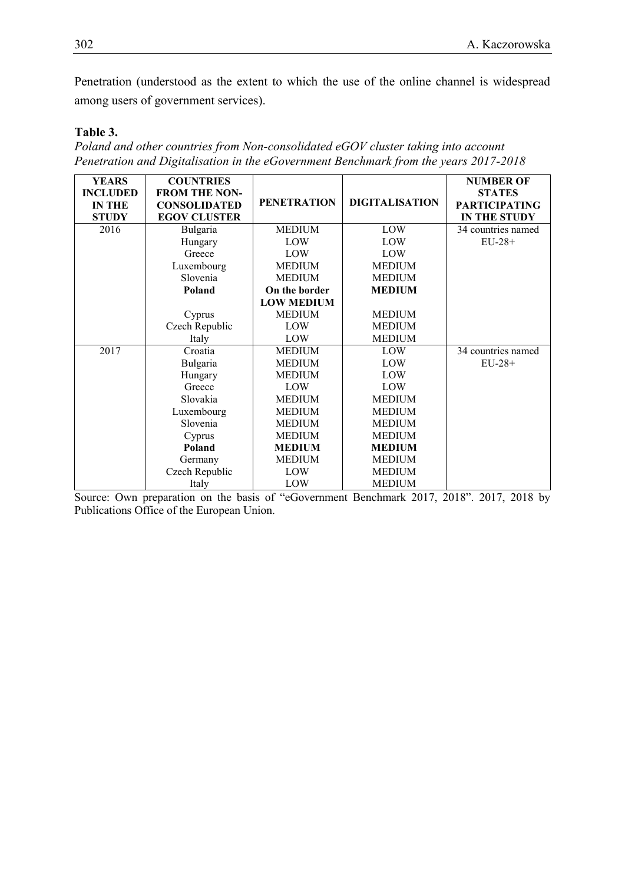Penetration (understood as the extent to which the use of the online channel is widespread among users of government services).

**Table 3.**

*Poland and other countries from Non-consolidated eGOV cluster taking into account Penetration and Digitalisation in the eGovernment Benchmark from the years 2017-2018*

| YEARS INCLUDED IN THE STUDY | COUNTRIES FROM THE NON-CONSOLIDATED EGOV CLUSTER | PENETRATION | DIGITALISATION | NUMBER OF STATES PARTICIPATING IN THE STUDY |
|---|---|---|---|---|
| 2016 | Bulgaria | MEDIUM | LOW | 34 countries named EU-28+ |
| | Hungary | LOW | LOW | |
| | Greece | LOW | LOW | |
| | Luxembourg | MEDIUM | MEDIUM | |
| | Slovenia | MEDIUM | MEDIUM | |
| | **Poland** | **On the border LOW MEDIUM** | **MEDIUM** | |
| | Cyprus | MEDIUM | MEDIUM | |
| | Czech Republic | LOW | MEDIUM | |
| | Italy | LOW | MEDIUM | |
| 2017 | Croatia | MEDIUM | LOW | 34 countries named EU-28+ |
| | Bulgaria | MEDIUM | LOW | |
| | Hungary | MEDIUM | LOW | |
| | Greece | LOW | LOW | |
| | Slovakia | MEDIUM | MEDIUM | |
| | Luxembourg | MEDIUM | MEDIUM | |
| | Slovenia | MEDIUM | MEDIUM | |
| | Cyprus | MEDIUM | MEDIUM | |
| | **Poland** | **MEDIUM** | **MEDIUM** | |
| | Germany | MEDIUM | MEDIUM | |
| | Czech Republic | LOW | MEDIUM | |
| | Italy | LOW | MEDIUM | |

Source: Own preparation on the basis of "eGovernment Benchmark 2017, 2018". 2017, 2018 by Publications Office of the European Union.